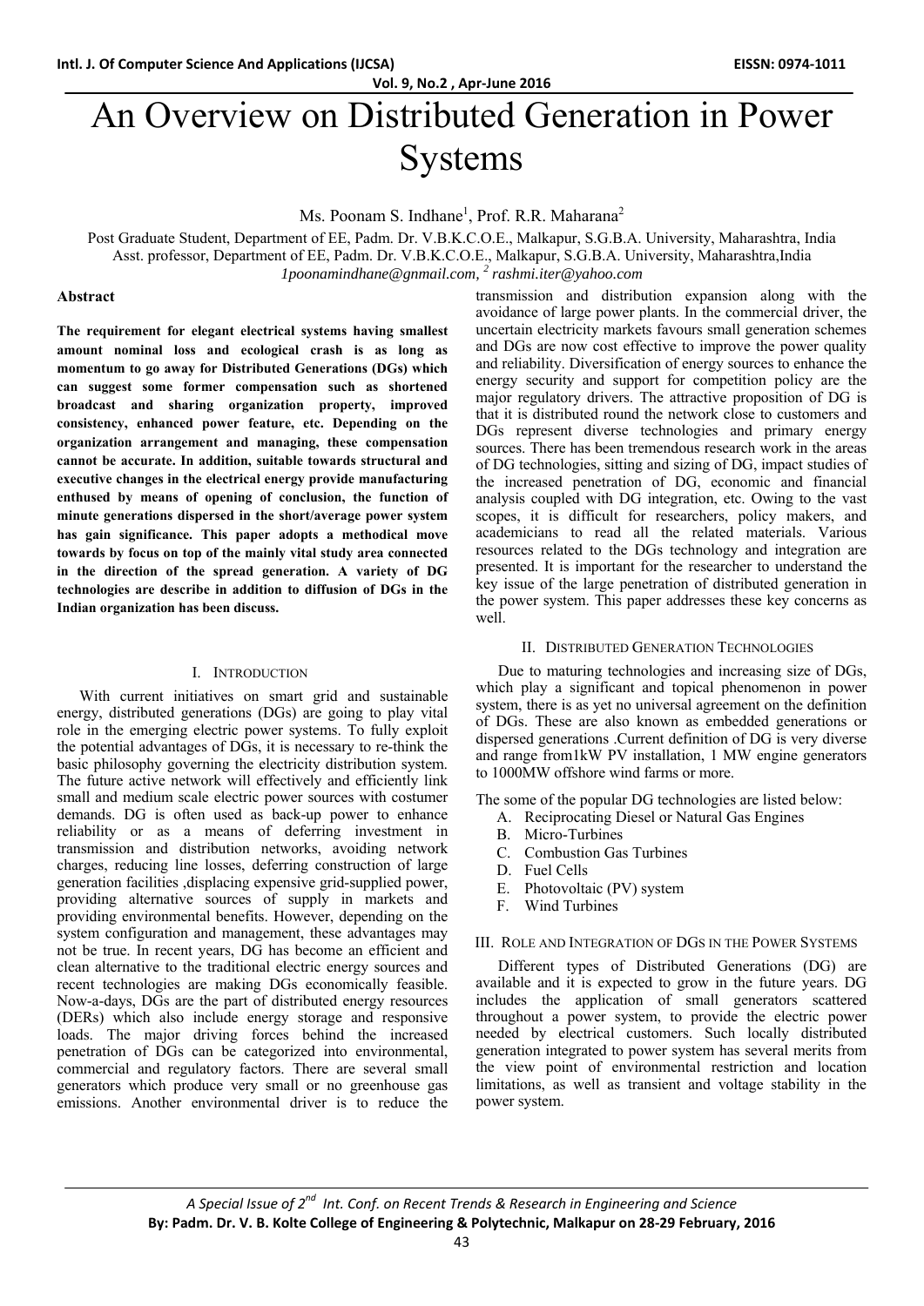# An Overview on Distributed Generation in Power Systems

Ms. Poonam S. Indhane[1], Prof. R.R. Maharana[2]

Post Graduate Student, Department of EE, Padm. Dr. V.B.K.C.O.E., Malkapur, S.G.B.A. University, Maharashtra, India
Asst. professor, Department of EE, Padm. Dr. V.B.K.C.O.E., Malkapur, S.G.B.A. University, Maharashtra,India
*1poonamindhane@gnmail.com, [2] rashmi.iter@yahoo.com*

**Abstract**

**The requirement for elegant electrical systems having smallest amount nominal loss and ecological crash is as long as momentum to go away for Distributed Generations (DGs) which can suggest some former compensation such as shortened broadcast and sharing organization property, improved consistency, enhanced power feature, etc. Depending on the organization arrangement and managing, these compensation cannot be accurate. In addition, suitable towards structural and executive changes in the electrical energy provide manufacturing enthused by means of opening of conclusion, the function of minute generations dispersed in the short/average power system has gain significance. This paper adopts a methodical move towards by focus on top of the mainly vital study area connected in the direction of the spread generation. A variety of DG technologies are describe in addition to diffusion of DGs in the Indian organization has been discuss.**

## I. Introduction

With current initiatives on smart grid and sustainable energy, distributed generations (DGs) are going to play vital role in the emerging electric power systems. To fully exploit the potential advantages of DGs, it is necessary to re-think the basic philosophy governing the electricity distribution system. The future active network will effectively and efficiently link small and medium scale electric power sources with costumer demands. DG is often used as back-up power to enhance reliability or as a means of deferring investment in transmission and distribution networks, avoiding network charges, reducing line losses, deferring construction of large generation facilities ,displacing expensive grid-supplied power, providing alternative sources of supply in markets and providing environmental benefits. However, depending on the system configuration and management, these advantages may not be true. In recent years, DG has become an efficient and clean alternative to the traditional electric energy sources and recent technologies are making DGs economically feasible. Now-a-days, DGs are the part of distributed energy resources (DERs) which also include energy storage and responsive loads. The major driving forces behind the increased penetration of DGs can be categorized into environmental, commercial and regulatory factors. There are several small generators which produce very small or no greenhouse gas emissions. Another environmental driver is to reduce the transmission and distribution expansion along with the avoidance of large power plants. In the commercial driver, the uncertain electricity markets favours small generation schemes and DGs are now cost effective to improve the power quality and reliability. Diversification of energy sources to enhance the energy security and support for competition policy are the major regulatory drivers. The attractive proposition of DG is that it is distributed round the network close to customers and DGs represent diverse technologies and primary energy sources. There has been tremendous research work in the areas of DG technologies, sitting and sizing of DG, impact studies of the increased penetration of DG, economic and financial analysis coupled with DG integration, etc. Owing to the vast scopes, it is difficult for researchers, policy makers, and academicians to read all the related materials. Various resources related to the DGs technology and integration are presented. It is important for the researcher to understand the key issue of the large penetration of distributed generation in the power system. This paper addresses these key concerns as well.

## II. Distributed Generation Technologies

Due to maturing technologies and increasing size of DGs, which play a significant and topical phenomenon in power system, there is as yet no universal agreement on the definition of DGs. These are also known as embedded generations or dispersed generations .Current definition of DG is very diverse and range from1kW PV installation, 1 MW engine generators to 1000MW offshore wind farms or more.

The some of the popular DG technologies are listed below:

A. Reciprocating Diesel or Natural Gas Engines
B. Micro-Turbines
C. Combustion Gas Turbines
D. Fuel Cells
E. Photovoltaic (PV) system
F. Wind Turbines

## III. Role and Integration of DGs in the Power Systems

Different types of Distributed Generations (DG) are available and it is expected to grow in the future years. DG includes the application of small generators scattered throughout a power system, to provide the electric power needed by electrical customers. Such locally distributed generation integrated to power system has several merits from the view point of environmental restriction and location limitations, as well as transient and voltage stability in the power system.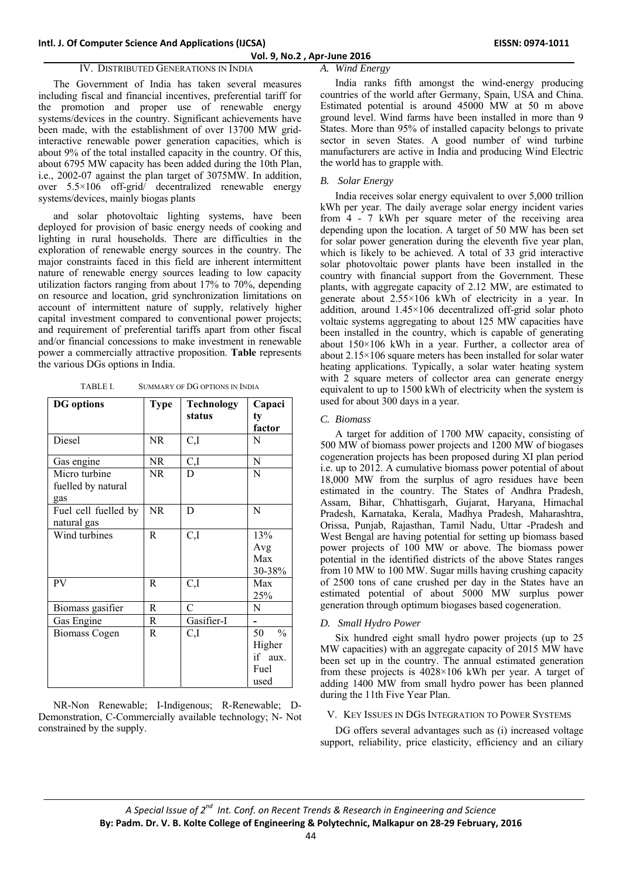## IV. Distributed Generations in India

The Government of India has taken several measures including fiscal and financial incentives, preferential tariff for the promotion and proper use of renewable energy systems/devices in the country. Significant achievements have been made, with the establishment of over 13700 MW grid-interactive renewable power generation capacities, which is about 9% of the total installed capacity in the country. Of this, about 6795 MW capacity has been added during the 10th Plan, i.e., 2002-07 against the plan target of 3075MW. In addition, over 5.5×106 off-grid/ decentralized renewable energy systems/devices, mainly biogas plants

and solar photovoltaic lighting systems, have been deployed for provision of basic energy needs of cooking and lighting in rural households. There are difficulties in the exploration of renewable energy sources in the country. The major constraints faced in this field are inherent intermittent nature of renewable energy sources leading to low capacity utilization factors ranging from about 17% to 70%, depending on resource and location, grid synchronization limitations on account of intermittent nature of supply, relatively higher capital investment compared to conventional power projects; and requirement of preferential tariffs apart from other fiscal and/or financial concessions to make investment in renewable power a commercially attractive proposition. **Table** represents the various DGs options in India.

TABLE I. Summary of DG options in India

| DG options | Type | Technology status | Capacity factor |
|---|---|---|---|
| Diesel | NR | C,I | N |
| Gas engine | NR | C,I | N |
| Micro turbine fuelled by natural gas | NR | D | N |
| Fuel cell fuelled by natural gas | NR | D | N |
| Wind turbines | R | C,I | 13% Avg Max 30-38% |
| PV | R | C,I | Max 25% |
| Biomass gasifier | R | C | N |
| Gas Engine | R | Gasifier-I | - |
| Biomass Cogen | R | C,I | 50 % Higher if aux. Fuel used |

NR-Non Renewable; I-Indigenous; R-Renewable; D-Demonstration, C-Commercially available technology; N- Not constrained by the supply.

### A. Wind Energy

India ranks fifth amongst the wind-energy producing countries of the world after Germany, Spain, USA and China. Estimated potential is around 45000 MW at 50 m above ground level. Wind farms have been installed in more than 9 States. More than 95% of installed capacity belongs to private sector in seven States. A good number of wind turbine manufacturers are active in India and producing Wind Electric the world has to grapple with.

### B. Solar Energy

India receives solar energy equivalent to over 5,000 trillion kWh per year. The daily average solar energy incident varies from 4 - 7 kWh per square meter of the receiving area depending upon the location. A target of 50 MW has been set for solar power generation during the eleventh five year plan, which is likely to be achieved. A total of 33 grid interactive solar photovoltaic power plants have been installed in the country with financial support from the Government. These plants, with aggregate capacity of 2.12 MW, are estimated to generate about 2.55×106 kWh of electricity in a year. In addition, around 1.45×106 decentralized off-grid solar photo voltaic systems aggregating to about 125 MW capacities have been installed in the country, which is capable of generating about 150×106 kWh in a year. Further, a collector area of about 2.15×106 square meters has been installed for solar water heating applications. Typically, a solar water heating system with 2 square meters of collector area can generate energy equivalent to up to 1500 kWh of electricity when the system is used for about 300 days in a year.

### C. Biomass

A target for addition of 1700 MW capacity, consisting of 500 MW of biomass power projects and 1200 MW of biogases cogeneration projects has been proposed during XI plan period i.e. up to 2012. A cumulative biomass power potential of about 18,000 MW from the surplus of agro residues have been estimated in the country. The States of Andhra Pradesh, Assam, Bihar, Chhattisgarh, Gujarat, Haryana, Himachal Pradesh, Karnataka, Kerala, Madhya Pradesh, Maharashtra, Orissa, Punjab, Rajasthan, Tamil Nadu, Uttar -Pradesh and West Bengal are having potential for setting up biomass based power projects of 100 MW or above. The biomass power potential in the identified districts of the above States ranges from 10 MW to 100 MW. Sugar mills having crushing capacity of 2500 tons of cane crushed per day in the States have an estimated potential of about 5000 MW surplus power generation through optimum biogases based cogeneration.

### D. Small Hydro Power

Six hundred eight small hydro power projects (up to 25 MW capacities) with an aggregate capacity of 2015 MW have been set up in the country. The annual estimated generation from these projects is 4028×106 kWh per year. A target of adding 1400 MW from small hydro power has been planned during the 11th Five Year Plan.

## V. Key Issues in DGs Integration to Power Systems

DG offers several advantages such as (i) increased voltage support, reliability, price elasticity, efficiency and an ciliary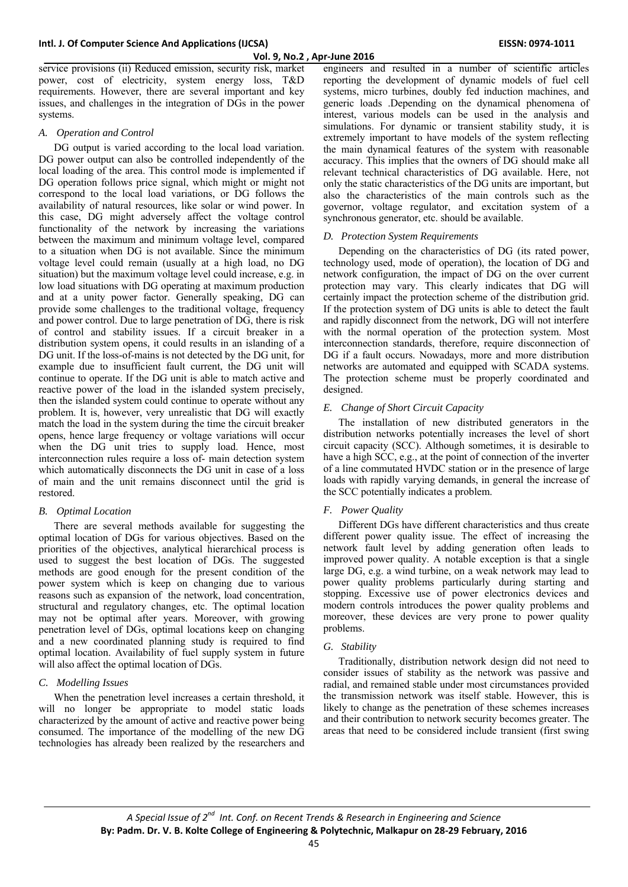service provisions (ii) Reduced emission, security risk, market power, cost of electricity, system energy loss, T&D requirements. However, there are several important and key issues, and challenges in the integration of DGs in the power systems.

### *A. Operation and Control*

DG output is varied according to the local load variation. DG power output can also be controlled independently of the local loading of the area. This control mode is implemented if DG operation follows price signal, which might or might not correspond to the local load variations, or DG follows the availability of natural resources, like solar or wind power. In this case, DG might adversely affect the voltage control functionality of the network by increasing the variations between the maximum and minimum voltage level, compared to a situation when DG is not available. Since the minimum voltage level could remain (usually at a high load, no DG situation) but the maximum voltage level could increase, e.g. in low load situations with DG operating at maximum production and at a unity power factor. Generally speaking, DG can provide some challenges to the traditional voltage, frequency and power control. Due to large penetration of DG, there is risk of control and stability issues. If a circuit breaker in a distribution system opens, it could results in an islanding of a DG unit. If the loss-of-mains is not detected by the DG unit, for example due to insufficient fault current, the DG unit will continue to operate. If the DG unit is able to match active and reactive power of the load in the islanded system precisely, then the islanded system could continue to operate without any problem. It is, however, very unrealistic that DG will exactly match the load in the system during the time the circuit breaker opens, hence large frequency or voltage variations will occur when the DG unit tries to supply load. Hence, most interconnection rules require a loss of- main detection system which automatically disconnects the DG unit in case of a loss of main and the unit remains disconnect until the grid is restored.

### *B. Optimal Location*

There are several methods available for suggesting the optimal location of DGs for various objectives. Based on the priorities of the objectives, analytical hierarchical process is used to suggest the best location of DGs. The suggested methods are good enough for the present condition of the power system which is keep on changing due to various reasons such as expansion of the network, load concentration, structural and regulatory changes, etc. The optimal location may not be optimal after years. Moreover, with growing penetration level of DGs, optimal locations keep on changing and a new coordinated planning study is required to find optimal location. Availability of fuel supply system in future will also affect the optimal location of DGs.

### *C. Modelling Issues*

When the penetration level increases a certain threshold, it will no longer be appropriate to model static loads characterized by the amount of active and reactive power being consumed. The importance of the modelling of the new DG technologies has already been realized by the researchers and engineers and resulted in a number of scientific articles reporting the development of dynamic models of fuel cell systems, micro turbines, doubly fed induction machines, and generic loads .Depending on the dynamical phenomena of interest, various models can be used in the analysis and simulations. For dynamic or transient stability study, it is extremely important to have models of the system reflecting the main dynamical features of the system with reasonable accuracy. This implies that the owners of DG should make all relevant technical characteristics of DG available. Here, not only the static characteristics of the DG units are important, but also the characteristics of the main controls such as the governor, voltage regulator, and excitation system of a synchronous generator, etc. should be available.

### *D. Protection System Requirements*

Depending on the characteristics of DG (its rated power, technology used, mode of operation), the location of DG and network configuration, the impact of DG on the over current protection may vary. This clearly indicates that DG will certainly impact the protection scheme of the distribution grid. If the protection system of DG units is able to detect the fault and rapidly disconnect from the network, DG will not interfere with the normal operation of the protection system. Most interconnection standards, therefore, require disconnection of DG if a fault occurs. Nowadays, more and more distribution networks are automated and equipped with SCADA systems. The protection scheme must be properly coordinated and designed.

### *E. Change of Short Circuit Capacity*

The installation of new distributed generators in the distribution networks potentially increases the level of short circuit capacity (SCC). Although sometimes, it is desirable to have a high SCC, e.g., at the point of connection of the inverter of a line commutated HVDC station or in the presence of large loads with rapidly varying demands, in general the increase of the SCC potentially indicates a problem.

### *F. Power Quality*

Different DGs have different characteristics and thus create different power quality issue. The effect of increasing the network fault level by adding generation often leads to improved power quality. A notable exception is that a single large DG, e.g. a wind turbine, on a weak network may lead to power quality problems particularly during starting and stopping. Excessive use of power electronics devices and modern controls introduces the power quality problems and moreover, these devices are very prone to power quality problems.

### *G. Stability*

Traditionally, distribution network design did not need to consider issues of stability as the network was passive and radial, and remained stable under most circumstances provided the transmission network was itself stable. However, this is likely to change as the penetration of these schemes increases and their contribution to network security becomes greater. The areas that need to be considered include transient (first swing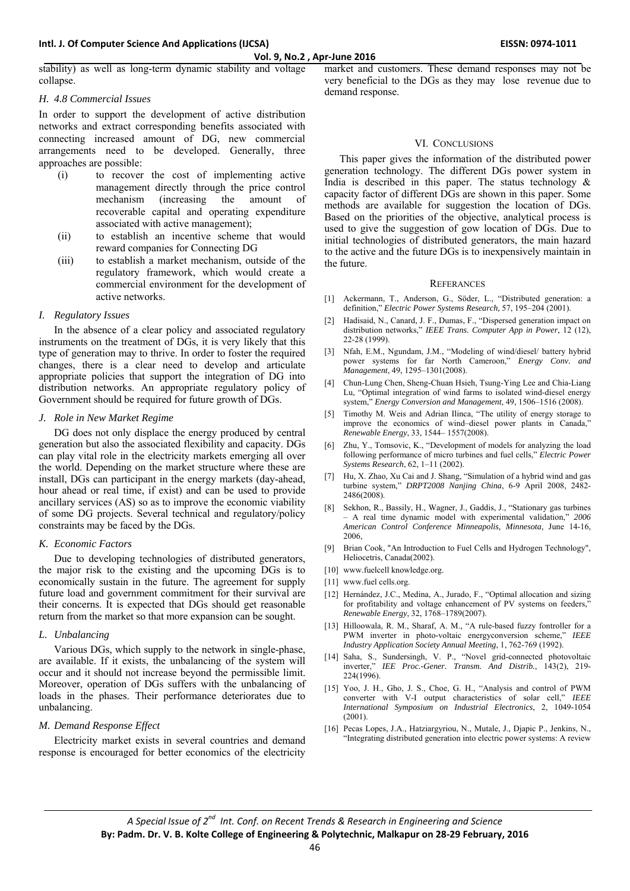stability) as well as long-term dynamic stability and voltage collapse.

### *H. 4.8 Commercial Issues*

In order to support the development of active distribution networks and extract corresponding benefits associated with connecting increased amount of DG, new commercial arrangements need to be developed. Generally, three approaches are possible:

(i) to recover the cost of implementing active management directly through the price control mechanism (increasing the amount of recoverable capital and operating expenditure associated with active management);

(ii) to establish an incentive scheme that would reward companies for Connecting DG

(iii) to establish a market mechanism, outside of the regulatory framework, which would create a commercial environment for the development of active networks.

### *I. Regulatory Issues*

In the absence of a clear policy and associated regulatory instruments on the treatment of DGs, it is very likely that this type of generation may to thrive. In order to foster the required changes, there is a clear need to develop and articulate appropriate policies that support the integration of DG into distribution networks. An appropriate regulatory policy of Government should be required for future growth of DGs.

### *J. Role in New Market Regime*

DG does not only displace the energy produced by central generation but also the associated flexibility and capacity. DGs can play vital role in the electricity markets emerging all over the world. Depending on the market structure where these are install, DGs can participant in the energy markets (day-ahead, hour ahead or real time, if exist) and can be used to provide ancillary services (AS) so as to improve the economic viability of some DG projects. Several technical and regulatory/policy constraints may be faced by the DGs.

### *K. Economic Factors*

Due to developing technologies of distributed generators, the major risk to the existing and the upcoming DGs is to economically sustain in the future. The agreement for supply future load and government commitment for their survival are their concerns. It is expected that DGs should get reasonable return from the market so that more expansion can be sought.

### *L. Unbalancing*

Various DGs, which supply to the network in single-phase, are available. If it exists, the unbalancing of the system will occur and it should not increase beyond the permissible limit. Moreover, operation of DGs suffers with the unbalancing of loads in the phases. Their performance deteriorates due to unbalancing.

### *M. Demand Response Effect*

Electricity market exists in several countries and demand response is encouraged for better economics of the electricity market and customers. These demand responses may not be very beneficial to the DGs as they may lose revenue due to demand response.

## VI. CONCLUSIONS

This paper gives the information of the distributed power generation technology. The different DGs power system in India is described in this paper. The status technology & capacity factor of different DGs are shown in this paper. Some methods are available for suggestion the location of DGs. Based on the priorities of the objective, analytical process is used to give the suggestion of gow location of DGs. Due to initial technologies of distributed generators, the main hazard to the active and the future DGs is to inexpensively maintain in the future.

## REFERANCES

[1] Ackermann, T., Anderson, G., Söder, L., "Distributed generation: a definition," *Electric Power Systems Research*, 57, 195–204 (2001).

[2] Hadisaid, N., Canard, J. F., Dumas, F., "Dispersed generation impact on distribution networks," *IEEE Trans. Computer App in Power*, 12 (12), 22-28 (1999).

[3] Nfah, E.M., Ngundam, J.M., "Modeling of wind/diesel/ battery hybrid power systems for far North Cameroon," *Energy Conv. and Management*, 49, 1295–1301(2008).

[4] Chun-Lung Chen, Sheng-Chuan Hsieh, Tsung-Ying Lee and Chia-Liang Lu, "Optimal integration of wind farms to isolated wind-diesel energy system," *Energy Conversion and Management*, 49, 1506–1516 (2008).

[5] Timothy M. Weis and Adrian Ilinca, "The utility of energy storage to improve the economics of wind–diesel power plants in Canada," *Renewable Energy*, 33, 1544– 1557(2008).

[6] Zhu, Y., Tomsovic, K., "Development of models for analyzing the load following performance of micro turbines and fuel cells," *Electric Power Systems Research*, 62, 1–11 (2002).

[7] Hu, X. Zhao, Xu Cai and J. Shang, "Simulation of a hybrid wind and gas turbine system," *DRPT2008 Nanjing China*, 6-9 April 2008, 2482-2486(2008).

[8] Sekhon, R., Bassily, H., Wagner, J., Gaddis, J., "Stationary gas turbines – A real time dynamic model with experimental validation," *2006 American Control Conference Minneapolis, Minnesota,* June 14-16, 2006,

[9] Brian Cook, "An Introduction to Fuel Cells and Hydrogen Technology", Heliocetris, Canada(2002).

[10] www.fuelcell knowledge.org.

[11] www.fuel cells.org.

[12] Hernández, J.C., Medina, A., Jurado, F., "Optimal allocation and sizing for profitability and voltage enhancement of PV systems on feeders," *Renewable Energy*, 32, 1768–1789(2007).

[13] Hilloowala, R. M., Sharaf, A. M., "A rule-based fuzzy fontroller for a PWM inverter in photo-voltaic energyconversion scheme," *IEEE Industry Application Society Annual Meeting*, 1, 762-769 (1992).

[14] Saha, S., Sundersingh, V. P., "Novel grid-connected photovoltaic inverter," *IEE Proc.-Gener. Transm. And Distrib.*, 143(2), 219-224(1996).

[15] Yoo, J. H., Gho, J. S., Choe, G. H., "Analysis and control of PWM converter with V-I output characteristics of solar cell," *IEEE International Symposium on Industrial Electronics*, 2, 1049-1054 (2001).

[16] Pecas Lopes, J.A., Hatziargyriou, N., Mutale, J., Djapic P., Jenkins, N., "Integrating distributed generation into electric power systems: A review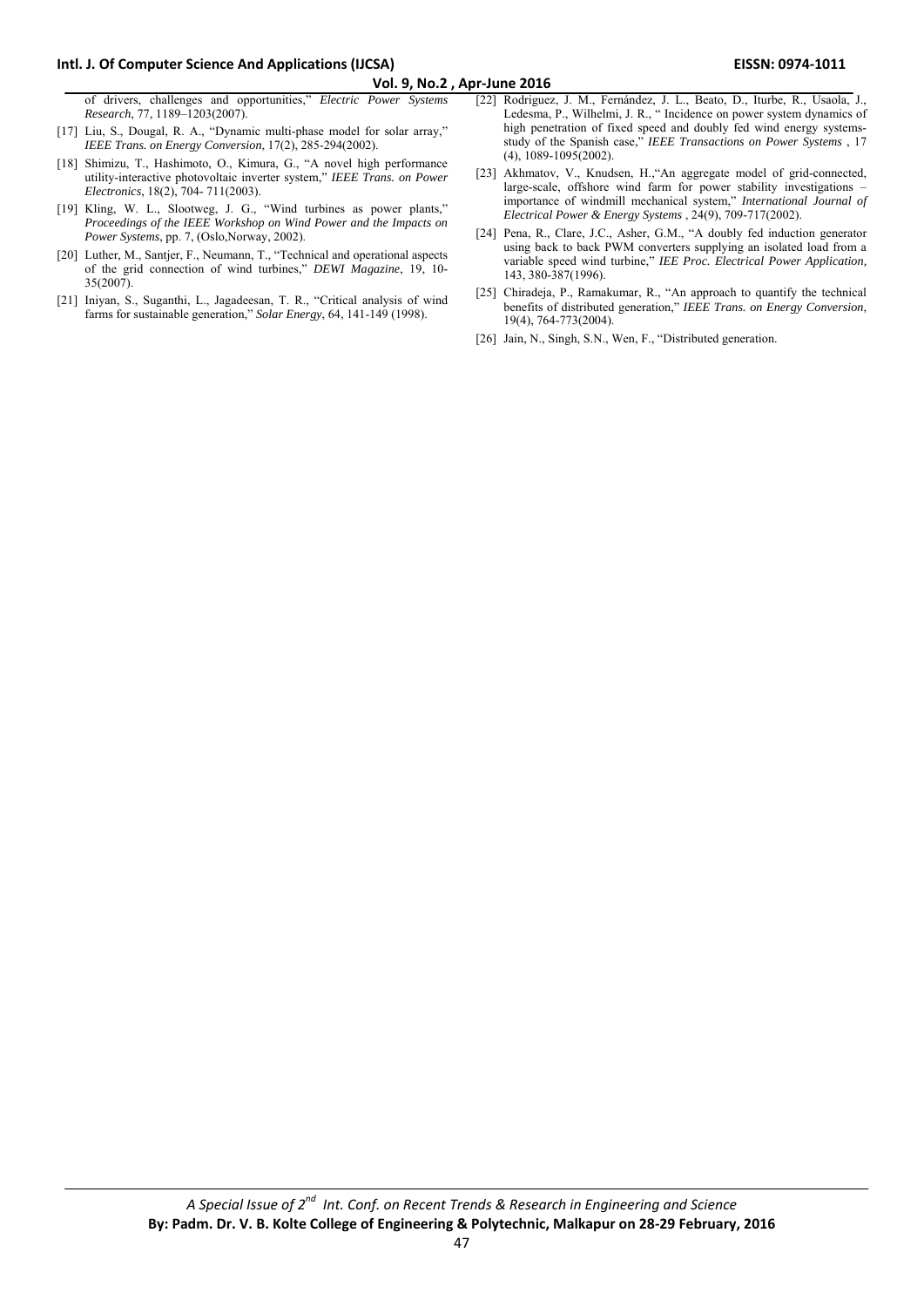of drivers, challenges and opportunities," *Electric Power Systems Research*, 77, 1189–1203(2007).

[17] Liu, S., Dougal, R. A., "Dynamic multi-phase model for solar array," *IEEE Trans. on Energy Conversion*, 17(2), 285-294(2002).

[18] Shimizu, T., Hashimoto, O., Kimura, G., "A novel high performance utility-interactive photovoltaic inverter system," *IEEE Trans. on Power Electronics*, 18(2), 704- 711(2003).

[19] Kling, W. L., Slootweg, J. G., "Wind turbines as power plants," *Proceedings of the IEEE Workshop on Wind Power and the Impacts on Power Systems*, pp. 7, (Oslo,Norway, 2002).

[20] Luther, M., Santjer, F., Neumann, T., "Technical and operational aspects of the grid connection of wind turbines," *DEWI Magazine*, 19, 10-35(2007).

[21] Iniyan, S., Suganthi, L., Jagadeesan, T. R., "Critical analysis of wind farms for sustainable generation," *Solar Energy*, 64, 141-149 (1998).

[22] Rodriguez, J. M., Fernández, J. L., Beato, D., Iturbe, R., Usaola, J., Ledesma, P., Wilhelmi, J. R., " Incidence on power system dynamics of high penetration of fixed speed and doubly fed wind energy systems-study of the Spanish case," *IEEE Transactions on Power Systems* , 17 (4), 1089-1095(2002).

[23] Akhmatov, V., Knudsen, H.,"An aggregate model of grid-connected, large-scale, offshore wind farm for power stability investigations – importance of windmill mechanical system," *International Journal of Electrical Power & Energy Systems* , 24(9), 709-717(2002).

[24] Pena, R., Clare, J.C., Asher, G.M., "A doubly fed induction generator using back to back PWM converters supplying an isolated load from a variable speed wind turbine," *IEE Proc. Electrical Power Application,* 143, 380-387(1996).

[25] Chiradeja, P., Ramakumar, R., "An approach to quantify the technical benefits of distributed generation," *IEEE Trans. on Energy Conversion*, 19(4), 764-773(2004).

[26] Jain, N., Singh, S.N., Wen, F., "Distributed generation.